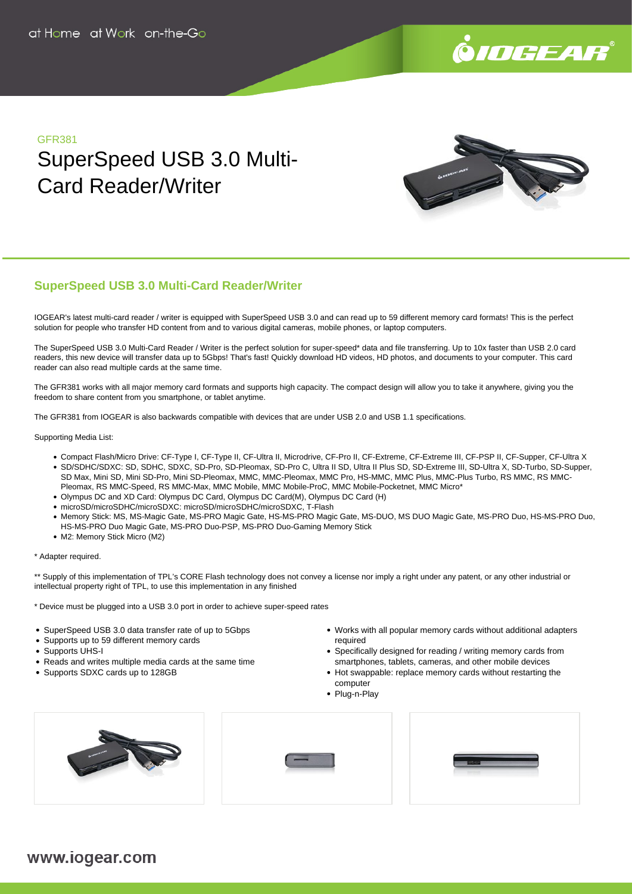at Home at Work on-the-Go

GFR381

# SuperSpeed USB 3.0 Multi-Card Reader/Writer

## SuperSpeed USB 3.0 Multi-Card Reader/Writer

IOGEAR's latest multi-card reader / writer is equipped with SuperSpeed USB 3.0 and can read up to 59 different memory card formats! This is the perfect solution for people who transfer HD content from and to various digital cameras, mobile phones, or laptop computers.

The SuperSpeed USB 3.0 Multi-Card Reader / Writer is the perfect solution for super-speed* data and file transferring. Up to 10x faster than USB 2.0 card readers, this new device will transfer data up to 5Gbps! That's fast! Quickly download HD videos, HD photos, and documents to your computer. This card reader can also read multiple cards at the same time.

The GFR381 works with all major memory card formats and supports high capacity. The compact design will allow you to take it anywhere, giving you the freedom to share content from you smartphone, or tablet anytime.

The GFR381 from IOGEAR is also backwards compatible with devices that are under USB 2.0 and USB 1.1 specifications.

Supporting Media List:

- Compact Flash/Micro Drive: CF-Type I, CF-Type II, CF-Ultra II, Microdrive, CF-Pro II, CF-Extreme, CF-Extreme III, CF-PSP II, CF-Supper, CF-Ultra X
- SD/SDHC/SDXC: SD, SDHC, SDXC, SD-Pro, SD-Pleomax, SD-Pro C, Ultra II SD, Ultra II Plus SD, SD-Extreme III, SD-Ultra X, SD-Turbo, SD-Supper, SD Max, Mini SD, Mini SD-Pro, Mini SD-Pleomax, MMC, MMC-Pleomax, MMC Pro, HS-MMC, MMC Plus, MMC-Plus Turbo, RS MMC, RS MMC-Pleomax, RS MMC-Speed, RS MMC-Max, MMC Mobile, MMC Mobile-ProC, MMC Mobile-Pocketnet, MMC Micro*
- Olympus DC and XD Card: Olympus DC Card, Olympus DC Card(M), Olympus DC Card (H)
- microSD/microSDHC/microSDXC: microSD/microSDHC/microSDXC, T-Flash
- Memory Stick: MS, MS-Magic Gate, MS-PRO Magic Gate, HS-MS-PRO Magic Gate, MS-DUO, MS DUO Magic Gate, MS-PRO Duo, HS-MS-PRO Duo, HS-MS-PRO Duo Magic Gate, MS-PRO Duo-PSP, MS-PRO Duo-Gaming Memory Stick
- M2: Memory Stick Micro (M2)

* Adapter required.

** Supply of this implementation of TPL's CORE Flash technology does not convey a license nor imply a right under any patent, or any other industrial or intellectual property right of TPL, to use this implementation in any finished

* Device must be plugged into a USB 3.0 port in order to achieve super-speed rates

- SuperSpeed USB 3.0 data transfer rate of up to 5Gbps
- Supports up to 59 different memory cards
- Supports UHS-I
- Reads and writes multiple media cards at the same time
- Supports SDXC cards up to 128GB
- Works with all popular memory cards without additional adapters required
- Specifically designed for reading / writing memory cards from smartphones, tablets, cameras, and other mobile devices
- Hot swappable: replace memory cards without restarting the computer
- Plug-n-Play

www.iogear.com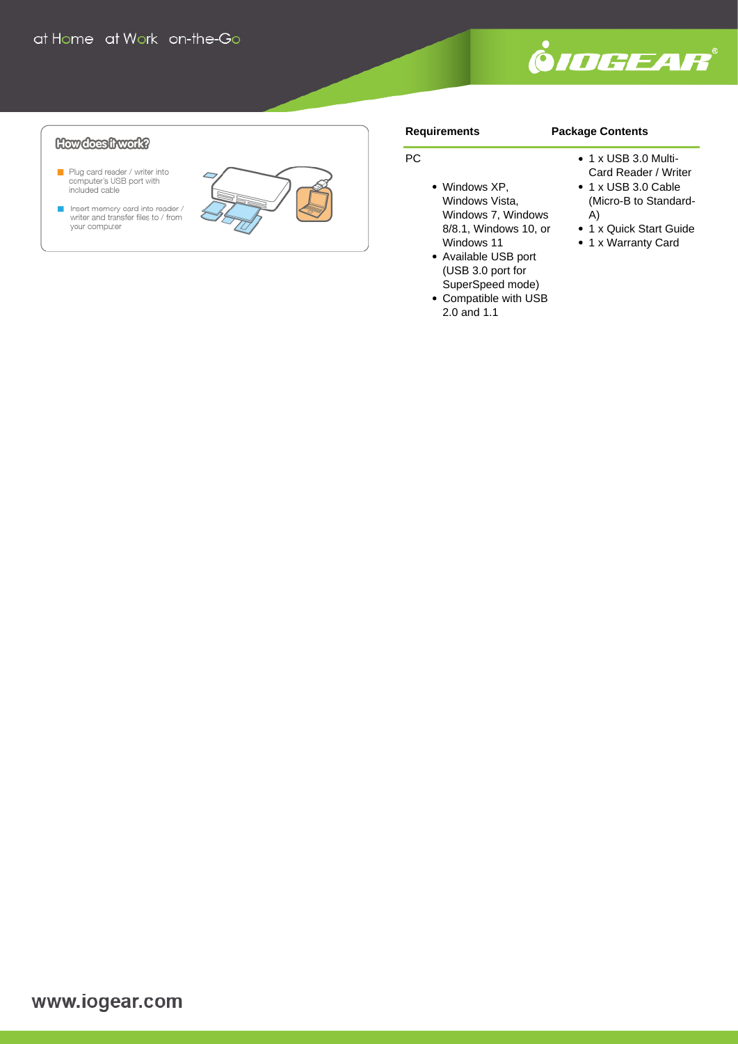## How does it work?

- Plug card reader / writer into computer's USB port with included cable
- Insert memory card into reader / writer and transfer files to / from your computer

## Requirements

PC

- Windows XP, Windows Vista, Windows 7, Windows 8/8.1, Windows 10, or Windows 11
- Available USB port (USB 3.0 port for SuperSpeed mode)
- Compatible with USB 2.0 and 1.1

## Package Contents

- 1 x USB 3.0 Multi-Card Reader / Writer
- 1 x USB 3.0 Cable (Micro-B to Standard-A)
- 1 x Quick Start Guide
- 1 x Warranty Card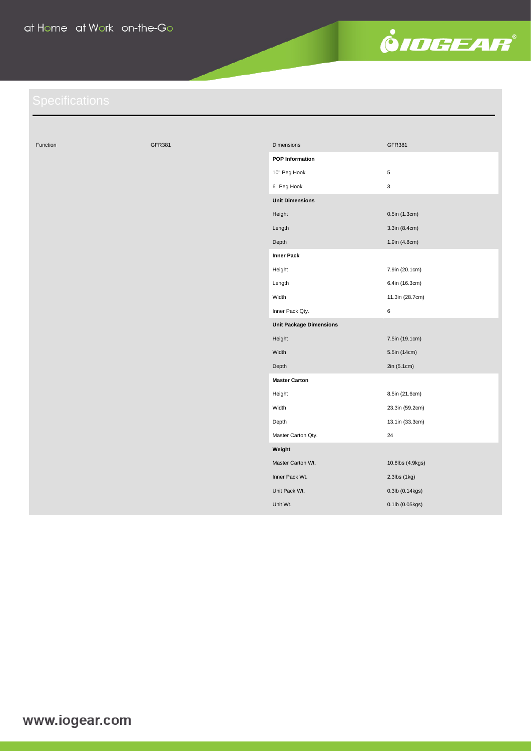## Specifications

| Function | GFR381 |
|---|---|

| Dimensions | GFR381 |
|---|---|
| **POP Information** | |
| 10" Peg Hook | 5 |
| 6" Peg Hook | 3 |
| **Unit Dimensions** | |
| Height | 0.5in (1.3cm) |
| Length | 3.3in (8.4cm) |
| Depth | 1.9in (4.8cm) |
| **Inner Pack** | |
| Height | 7.9in (20.1cm) |
| Length | 6.4in (16.3cm) |
| Width | 11.3in (28.7cm) |
| Inner Pack Qty. | 6 |
| **Unit Package Dimensions** | |
| Height | 7.5in (19.1cm) |
| Width | 5.5in (14cm) |
| Depth | 2in (5.1cm) |
| **Master Carton** | |
| Height | 8.5in (21.6cm) |
| Width | 23.3in (59.2cm) |
| Depth | 13.1in (33.3cm) |
| Master Carton Qty. | 24 |
| **Weight** | |
| Master Carton Wt. | 10.8lbs (4.9kgs) |
| Inner Pack Wt. | 2.3lbs (1kg) |
| Unit Pack Wt. | 0.3lb (0.14kgs) |
| Unit Wt. | 0.1lb (0.05kgs) |

www.iogear.com